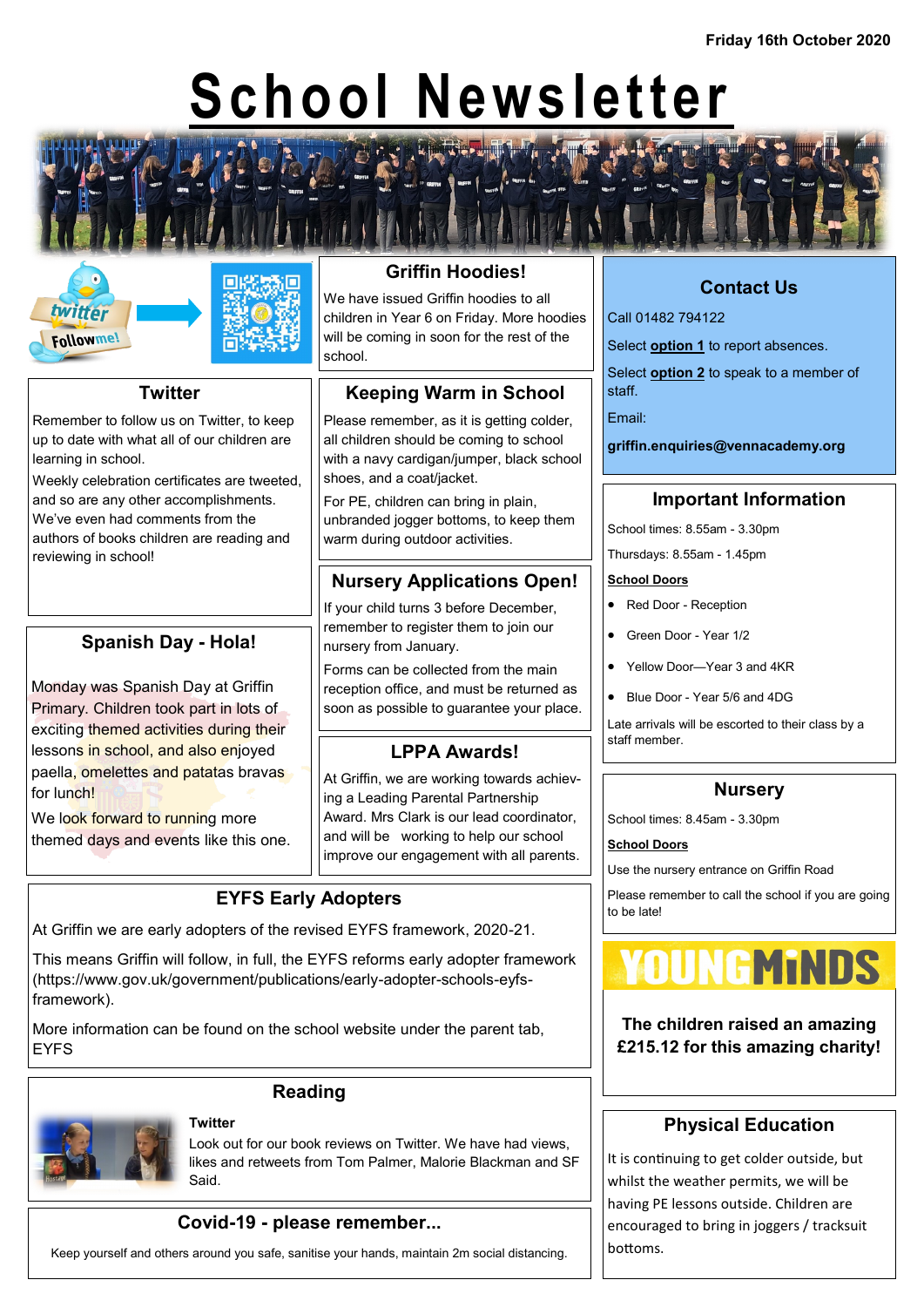Friday 16th October 2020

# School Newsletter

## Griffin Hoodies!

We have issued Griffin hoodies to all children in Year 6 on Friday. More hoodies will be coming in soon for the rest of the school.

## Twitter

Remember to follow us on Twitter, to keep up to date with what all of our children are learning in school.

Weekly celebration certificates are tweeted, and so are any other accomplishments. We've even had comments from the authors of books children are reading and reviewing in school!

## Keeping Warm in School

Please remember, as it is getting colder, all children should be coming to school with a navy cardigan/jumper, black school shoes, and a coat/jacket.

For PE, children can bring in plain, unbranded jogger bottoms, to keep them warm during outdoor activities.

## Spanish Day - Hola!

Monday was Spanish Day at Griffin Primary. Children took part in lots of exciting themed activities during their lessons in school, and also enjoyed paella, omelettes and patatas bravas for lunch!

We look forward to running more themed days and events like this one.

## Nursery Applications Open!

If your child turns 3 before December, remember to register them to join our nursery from January.

Forms can be collected from the main reception office, and must be returned as soon as possible to guarantee your place.

## LPPA Awards!

At Griffin, we are working towards achieving a Leading Parental Partnership Award. Mrs Clark is our lead coordinator, and will be working to help our school improve our engagement with all parents.

## EYFS Early Adopters

At Griffin we are early adopters of the revised EYFS framework, 2020-21.

This means Griffin will follow, in full, the EYFS reforms early adopter framework (https://www.gov.uk/government/publications/early-adopter-schools-eyfs-framework).

More information can be found on the school website under the parent tab, EYFS

## Reading

**Twitter**

Look out for our book reviews on Twitter. We have had views, likes and retweets from Tom Palmer, Malorie Blackman and SF Said.

## Covid-19 - please remember...

Keep yourself and others around you safe, sanitise your hands, maintain 2m social distancing.

## Contact Us

Call 01482 794122

Select **option 1** to report absences.

Select **option 2** to speak to a member of staff.

Email:

**griffin.enquiries@vennacademy.org**

## Important Information

School times: 8.55am - 3.30pm

Thursdays: 8.55am - 1.45pm

**School Doors**

- Red Door - Reception
- Green Door - Year 1/2
- Yellow Door—Year 3 and 4KR
- Blue Door - Year 5/6 and 4DG

Late arrivals will be escorted to their class by a staff member.

## Nursery

School times: 8.45am - 3.30pm

**School Doors**

Use the nursery entrance on Griffin Road

Please remember to call the school if you are going to be late!

## YOUNGMINDS

**The children raised an amazing £215.12 for this amazing charity!**

## Physical Education

It is continuing to get colder outside, but whilst the weather permits, we will be having PE lessons outside. Children are encouraged to bring in joggers / tracksuit bottoms.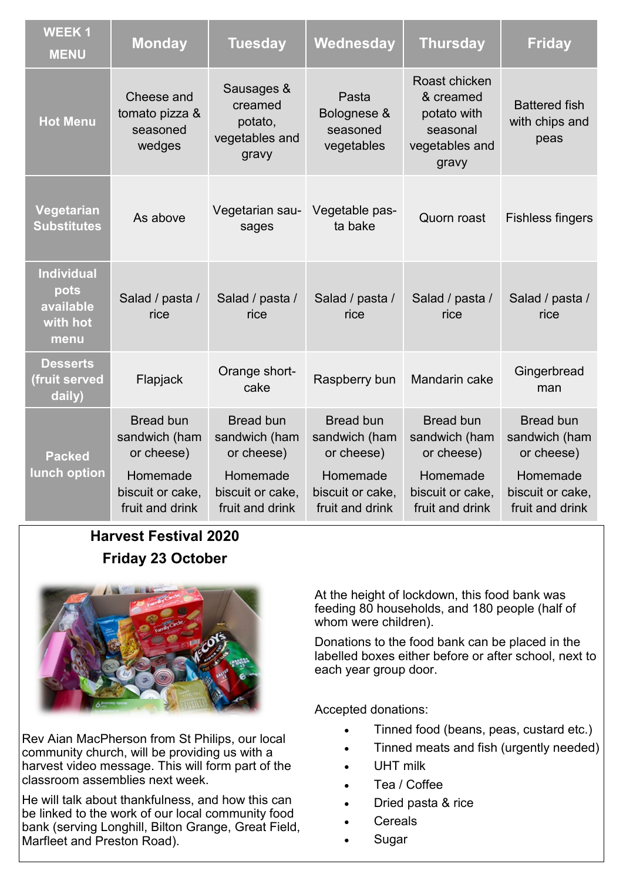| WEEK 1 MENU | Monday | Tuesday | Wednesday | Thursday | Friday |
| --- | --- | --- | --- | --- | --- |
| **Hot Menu** | Cheese and tomato pizza & seasoned wedges | Sausages & creamed potato, vegetables and gravy | Pasta Bolognese & seasoned vegetables | Roast chicken & creamed potato with seasonal vegetables and gravy | Battered fish with chips and peas |
| **Vegetarian Substitutes** | As above | Vegetarian sausages | Vegetable pasta bake | Quorn roast | Fishless fingers |
| **Individual pots available with hot menu** | Salad / pasta / rice | Salad / pasta / rice | Salad / pasta / rice | Salad / pasta / rice | Salad / pasta / rice |
| **Desserts (fruit served daily)** | Flapjack | Orange shortcake | Raspberry bun | Mandarin cake | Gingerbread man |
| **Packed lunch option** | Bread bun sandwich (ham or cheese) Homemade biscuit or cake, fruit and drink | Bread bun sandwich (ham or cheese) Homemade biscuit or cake, fruit and drink | Bread bun sandwich (ham or cheese) Homemade biscuit or cake, fruit and drink | Bread bun sandwich (ham or cheese) Homemade biscuit or cake, fruit and drink | Bread bun sandwich (ham or cheese) Homemade biscuit or cake, fruit and drink |

## Harvest Festival 2020
## Friday 23 October

Rev Aian MacPherson from St Philips, our local community church, will be providing us with a harvest video message. This will form part of the classroom assemblies next week.

He will talk about thankfulness, and how this can be linked to the work of our local community food bank (serving Longhill, Bilton Grange, Great Field, Marfleet and Preston Road).

At the height of lockdown, this food bank was feeding 80 households, and 180 people (half of whom were children).

Donations to the food bank can be placed in the labelled boxes either before or after school, next to each year group door.

Accepted donations:

- Tinned food (beans, peas, custard etc.)
- Tinned meats and fish (urgently needed)
- UHT milk
- Tea / Coffee
- Dried pasta & rice
- Cereals
- Sugar